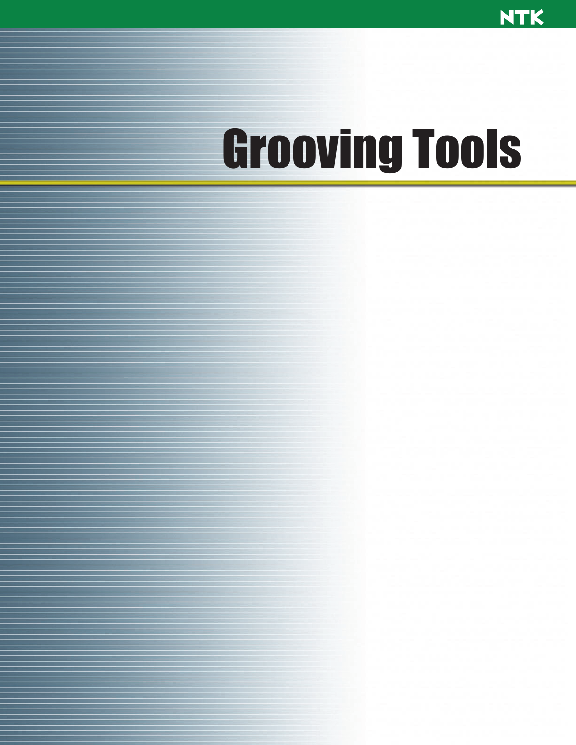NTK

# Grooving Tools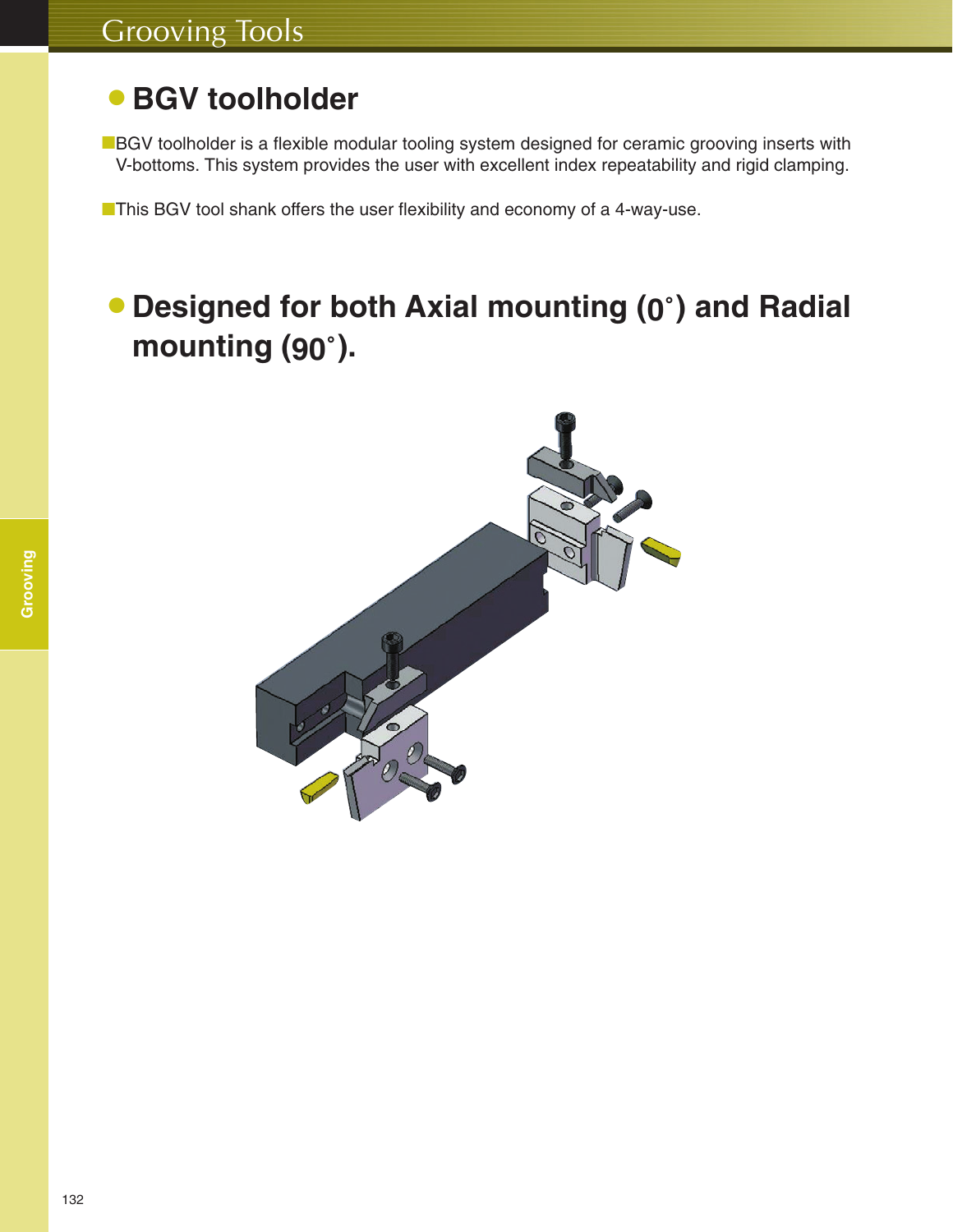## BGV toolholder

- BGV toolholder is a flexible modular tooling system designed for ceramic grooving inserts with V-bottoms. This system provides the user with excellent index repeatability and rigid clamping.

- This BGV tool shank offers the user flexibility and economy of a 4-way-use.

## Designed for both Axial mounting (0°) and Radial mounting (90°).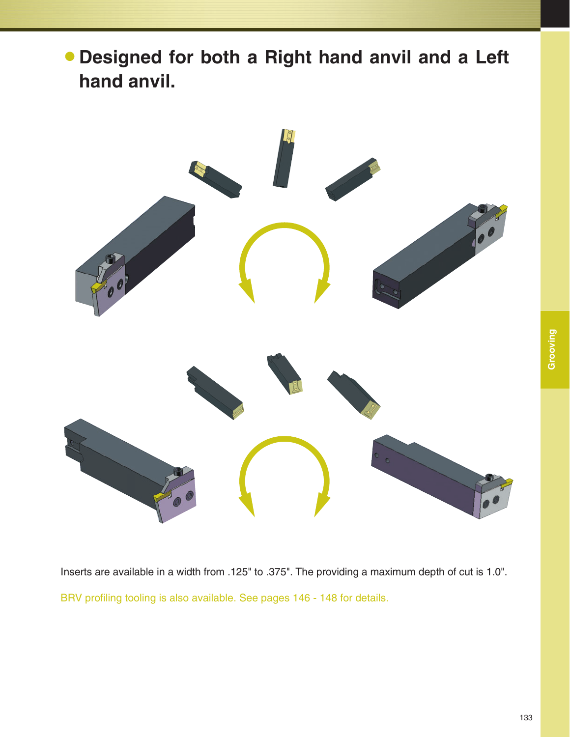- **Designed for both a Right hand anvil and a Left hand anvil.**

Inserts are available in a width from .125" to .375". The providing a maximum depth of cut is 1.0".

BRV profiling tooling is also available. See pages 146 - 148 for details.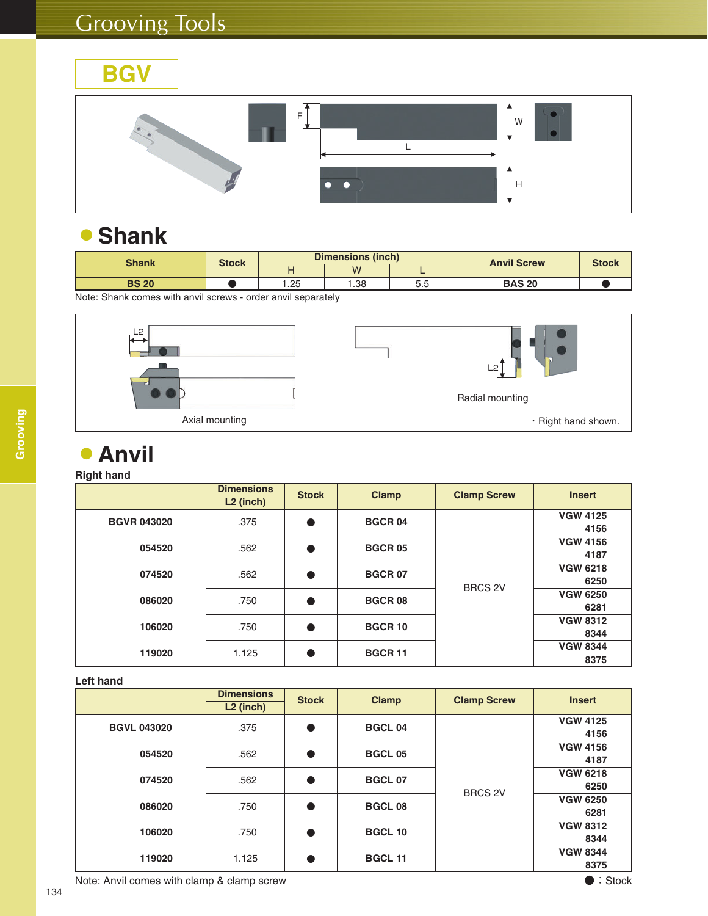# Grooving Tools

## BGV

F W L H

## Shank

| Shank | Stock | Dimensions (inch) | | | Anvil Screw | Stock |
|---|---|---|---|---|---|---|
| | | H | W | L | | |
| BS 20 | ● | 1.25 | 1.38 | 5.5 | BAS 20 | ● |

Note: Shank comes with anvil screws - order anvil separately

L2 Axial mounting

L2 Radial mounting

・Right hand shown.

## Anvil

**Right hand**

| | Dimensions L2 (inch) | Stock | Clamp | Clamp Screw | Insert |
|---|---|---|---|---|---|
| BGVR 043020 | .375 | ● | BGCR 04 | BRCS 2V | VGW 4125 4156 |
| 054520 | .562 | ● | BGCR 05 | | VGW 4156 4187 |
| 074520 | .562 | ● | BGCR 07 | | VGW 6218 6250 |
| 086020 | .750 | ● | BGCR 08 | | VGW 6250 6281 |
| 106020 | .750 | ● | BGCR 10 | | VGW 8312 8344 |
| 119020 | 1.125 | ● | BGCR 11 | | VGW 8344 8375 |

**Left hand**

| | Dimensions L2 (inch) | Stock | Clamp | Clamp Screw | Insert |
|---|---|---|---|---|---|
| BGVL 043020 | .375 | ● | BGCL 04 | BRCS 2V | VGW 4125 4156 |
| 054520 | .562 | ● | BGCL 05 | | VGW 4156 4187 |
| 074520 | .562 | ● | BGCL 07 | | VGW 6218 6250 |
| 086020 | .750 | ● | BGCL 08 | | VGW 6250 6281 |
| 106020 | .750 | ● | BGCL 10 | | VGW 8312 8344 |
| 119020 | 1.125 | ● | BGCL 11 | | VGW 8344 8375 |

Note: Anvil comes with clamp & clamp screw

● : Stock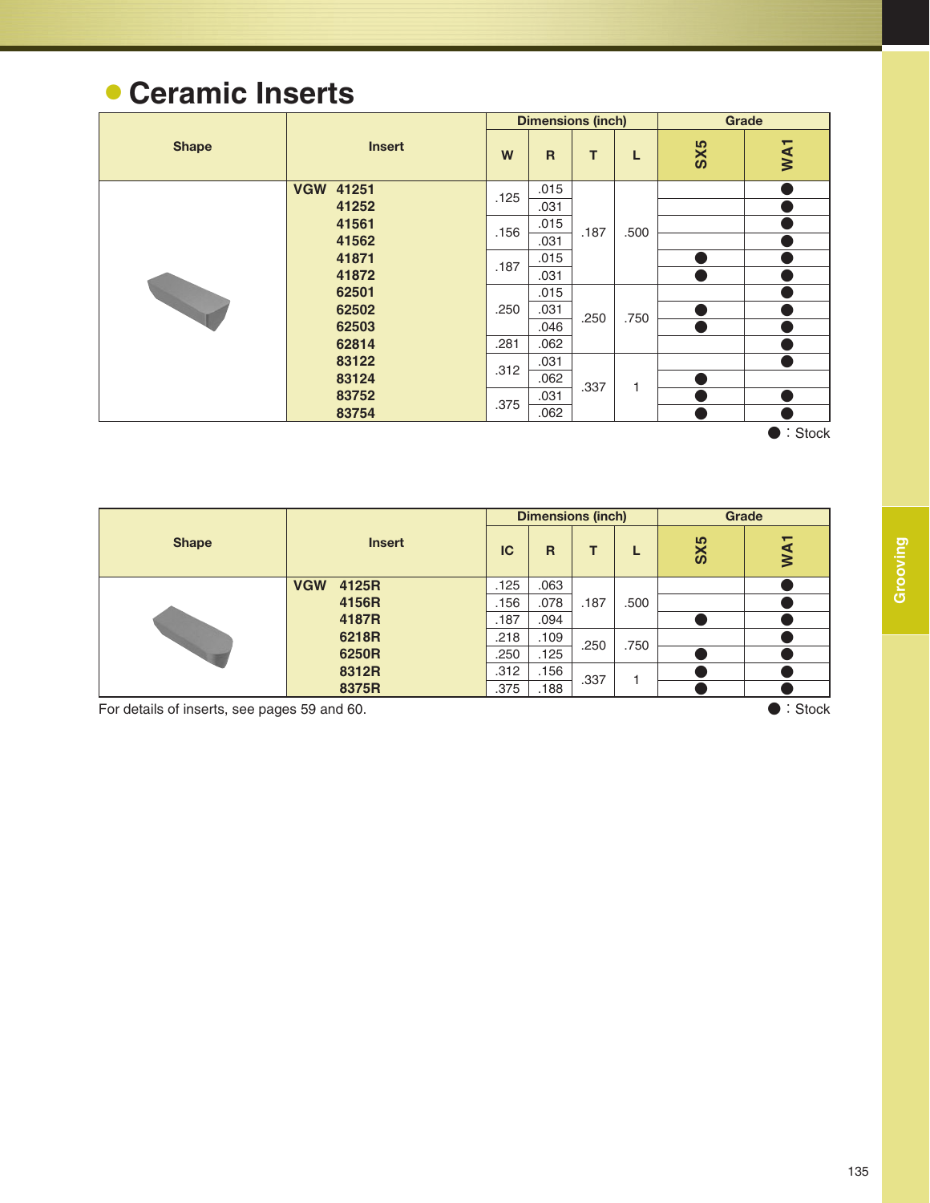# Ceramic Inserts

| Shape | Insert | Dimensions (inch) | | | | Grade | |
|---|---|---|---|---|---|---|---|
| | | W | R | T | L | SX5 | WA1 |
| | VGW 41251 | .125 | .015 | .187 | .500 | | ● |
| | 41252 | | .031 | | | | ● |
| | 41561 | .156 | .015 | | | | ● |
| | 41562 | | .031 | | | | ● |
| | 41871 | .187 | .015 | | | ● | ● |
| | 41872 | | .031 | | | ● | ● |
| | 62501 | .250 | .015 | .250 | .750 | | ● |
| | 62502 | | .031 | | | ● | ● |
| | 62503 | | .046 | | | ● | ● |
| | 62814 | .281 | .062 | | | | ● |
| | 83122 | .312 | .031 | .337 | 1 | | ● |
| | 83124 | | .062 | | | ● | |
| | 83752 | .375 | .031 | | | ● | ● |
| | 83754 | | .062 | | | ● | ● |

● : Stock

| Shape | Insert | Dimensions (inch) | | | | Grade | |
|---|---|---|---|---|---|---|---|
| | | IC | R | T | L | SX5 | WA1 |
| | VGW 4125R | .125 | .063 | .187 | .500 | | ● |
| | 4156R | .156 | .078 | | | | ● |
| | 4187R | .187 | .094 | | | ● | ● |
| | 6218R | .218 | .109 | .250 | .750 | | ● |
| | 6250R | .250 | .125 | | | ● | ● |
| | 8312R | .312 | .156 | .337 | 1 | ● | ● |
| | 8375R | .375 | .188 | | | ● | ● |

For details of inserts, see pages 59 and 60.

● : Stock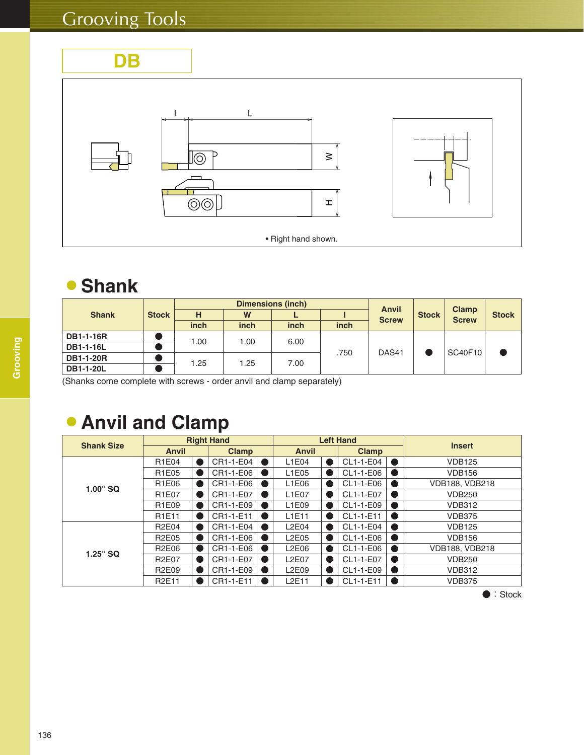# Grooving Tools

## DB

• Right hand shown.

## ● Shank

| Shank | Stock | Dimensions (inch) | | | | Anvil Screw | Stock | Clamp Screw | Stock |
|---|---|---|---|---|---|---|---|---|---|
| | | H | W | L | l | | | | |
| | | inch | inch | inch | inch | | | | |
| DB1-1-16R | ● | 1.00 | 1.00 | 6.00 | .750 | DAS41 | ● | SC40F10 | ● |
| DB1-1-16L | ● | | | | | | | | |
| DB1-1-20R | ● | 1.25 | 1.25 | 7.00 | | | | | |
| DB1-1-20L | ● | | | | | | | | |

(Shanks come complete with screws - order anvil and clamp separately)

## ● Anvil and Clamp

| Shank Size | Right Hand | | | | Left Hand | | | | Insert |
|---|---|---|---|---|---|---|---|---|---|
| | Anvil | | Clamp | | Anvil | | Clamp | | |
| 1.00" SQ | R1E04 | ● | CR1-1-E04 | ● | L1E04 | ● | CL1-1-E04 | ● | VDB125 |
| | R1E05 | ● | CR1-1-E06 | ● | L1E05 | ● | CL1-1-E06 | ● | VDB156 |
| | R1E06 | ● | CR1-1-E06 | ● | L1E06 | ● | CL1-1-E06 | ● | VDB188, VDB218 |
| | R1E07 | ● | CR1-1-E07 | ● | L1E07 | ● | CL1-1-E07 | ● | VDB250 |
| | R1E09 | ● | CR1-1-E09 | ● | L1E09 | ● | CL1-1-E09 | ● | VDB312 |
| | R1E11 | ● | CR1-1-E11 | ● | L1E11 | ● | CL1-1-E11 | ● | VDB375 |
| 1.25" SQ | R2E04 | ● | CR1-1-E04 | ● | L2E04 | ● | CL1-1-E04 | ● | VDB125 |
| | R2E05 | ● | CR1-1-E06 | ● | L2E05 | ● | CL1-1-E06 | ● | VDB156 |
| | R2E06 | ● | CR1-1-E06 | ● | L2E06 | ● | CL1-1-E06 | ● | VDB188, VDB218 |
| | R2E07 | ● | CR1-1-E07 | ● | L2E07 | ● | CL1-1-E07 | ● | VDB250 |
| | R2E09 | ● | CR1-1-E09 | ● | L2E09 | ● | CL1-1-E09 | ● | VDB312 |
| | R2E11 | ● | CR1-1-E11 | ● | L2E11 | ● | CL1-1-E11 | ● | VDB375 |

● : Stock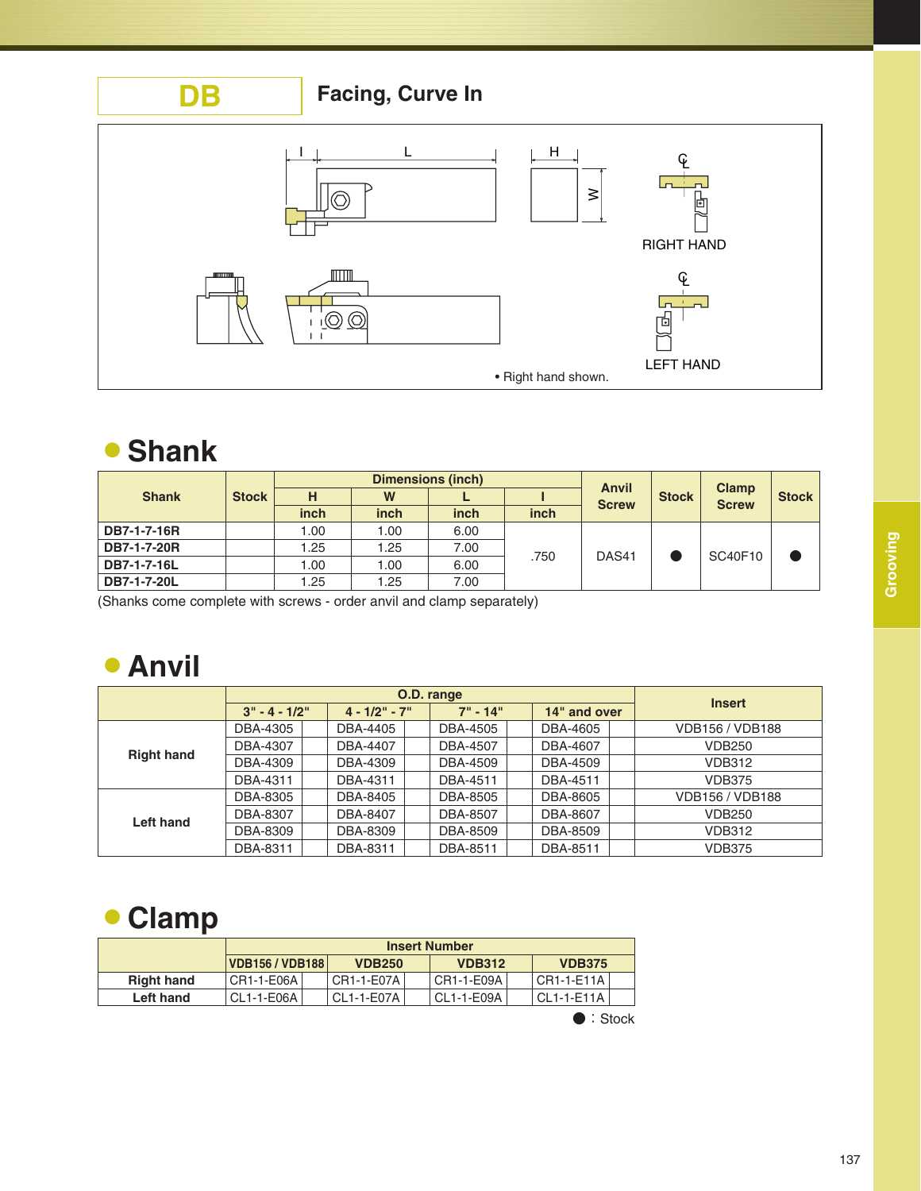# DB Facing, Curve In

• Right hand shown.

RIGHT HAND

LEFT HAND

## Shank

| Shank | Stock | Dimensions (inch) | | | | Anvil Screw | Stock | Clamp Screw | Stock |
|---|---|---|---|---|---|---|---|---|---|
| | | H | W | L | I | | | | |
| | | inch | inch | inch | inch | | | | |
| DB7-1-7-16R | | 1.00 | 1.00 | 6.00 | .750 | DAS41 | ● | SC40F10 | ● |
| DB7-1-7-20R | | 1.25 | 1.25 | 7.00 | | | | | |
| DB7-1-7-16L | | 1.00 | 1.00 | 6.00 | | | | | |
| DB7-1-7-20L | | 1.25 | 1.25 | 7.00 | | | | | |

(Shanks come complete with screws - order anvil and clamp separately)

## Anvil

| | O.D. range | | | | | | | | Insert |
|---|---|---|---|---|---|---|---|---|---|
| | 3" - 4 - 1/2" | | 4 - 1/2" - 7" | | 7" - 14" | | 14" and over | | |
| Right hand | DBA-4305 | | DBA-4405 | | DBA-4505 | | DBA-4605 | | VDB156 / VDB188 |
| | DBA-4307 | | DBA-4407 | | DBA-4507 | | DBA-4607 | | VDB250 |
| | DBA-4309 | | DBA-4309 | | DBA-4509 | | DBA-4509 | | VDB312 |
| | DBA-4311 | | DBA-4311 | | DBA-4511 | | DBA-4511 | | VDB375 |
| Left hand | DBA-8305 | | DBA-8405 | | DBA-8505 | | DBA-8605 | | VDB156 / VDB188 |
| | DBA-8307 | | DBA-8407 | | DBA-8507 | | DBA-8607 | | VDB250 |
| | DBA-8309 | | DBA-8309 | | DBA-8509 | | DBA-8509 | | VDB312 |
| | DBA-8311 | | DBA-8311 | | DBA-8511 | | DBA-8511 | | VDB375 |

## Clamp

| | Insert Number | | | | | | | |
|---|---|---|---|---|---|---|---|---|
| | VDB156 / VDB188 | | VDB250 | | VDB312 | | VDB375 | |
| Right hand | CR1-1-E06A | | CR1-1-E07A | | CR1-1-E09A | | CR1-1-E11A | |
| Left hand | CL1-1-E06A | | CL1-1-E07A | | CL1-1-E09A | | CL1-1-E11A | |

● : Stock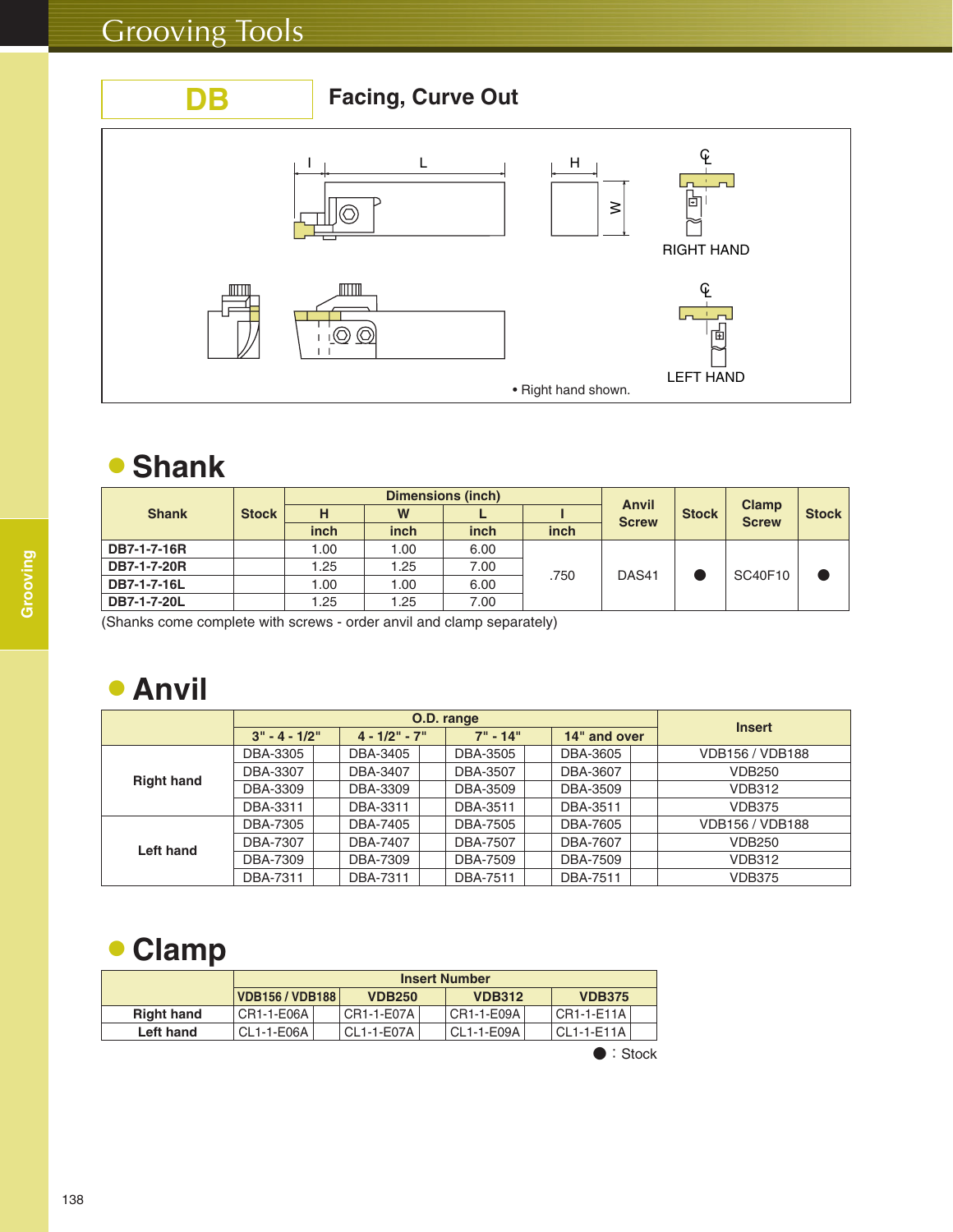# Grooving Tools

## DB — Facing, Curve Out

I L H W

RIGHT HAND

LEFT HAND

• Right hand shown.

## Shank

| Shank | Stock | Dimensions (inch) | | | | Anvil Screw | Stock | Clamp Screw | Stock |
|---|---|---|---|---|---|---|---|---|---|
| | | H | W | L | I | | | | |
| | | inch | inch | inch | inch | | | | |
| **DB7-1-7-16R** | | 1.00 | 1.00 | 6.00 | .750 | DAS41 | ● | SC40F10 | ● |
| **DB7-1-7-20R** | | 1.25 | 1.25 | 7.00 | | | | | |
| **DB7-1-7-16L** | | 1.00 | 1.00 | 6.00 | | | | | |
| **DB7-1-7-20L** | | 1.25 | 1.25 | 7.00 | | | | | |

(Shanks come complete with screws - order anvil and clamp separately)

## Anvil

| | O.D. range | | | | | | | | Insert |
|---|---|---|---|---|---|---|---|---|---|
| | 3" - 4 - 1/2" | | 4 - 1/2" - 7" | | 7" - 14" | | 14" and over | | |
| **Right hand** | DBA-3305 | | DBA-3405 | | DBA-3505 | | DBA-3605 | | VDB156 / VDB188 |
| | DBA-3307 | | DBA-3407 | | DBA-3507 | | DBA-3607 | | VDB250 |
| | DBA-3309 | | DBA-3309 | | DBA-3509 | | DBA-3509 | | VDB312 |
| | DBA-3311 | | DBA-3311 | | DBA-3511 | | DBA-3511 | | VDB375 |
| **Left hand** | DBA-7305 | | DBA-7405 | | DBA-7505 | | DBA-7605 | | VDB156 / VDB188 |
| | DBA-7307 | | DBA-7407 | | DBA-7507 | | DBA-7607 | | VDB250 |
| | DBA-7309 | | DBA-7309 | | DBA-7509 | | DBA-7509 | | VDB312 |
| | DBA-7311 | | DBA-7311 | | DBA-7511 | | DBA-7511 | | VDB375 |

## Clamp

| | Insert Number | | | | | | | |
|---|---|---|---|---|---|---|---|---|
| | VDB156 / VDB188 | | VDB250 | | VDB312 | | VDB375 | |
| **Right hand** | CR1-1-E06A | | CR1-1-E07A | | CR1-1-E09A | | CR1-1-E11A | |
| **Left hand** | CL1-1-E06A | | CL1-1-E07A | | CL1-1-E09A | | CL1-1-E11A | |

● : Stock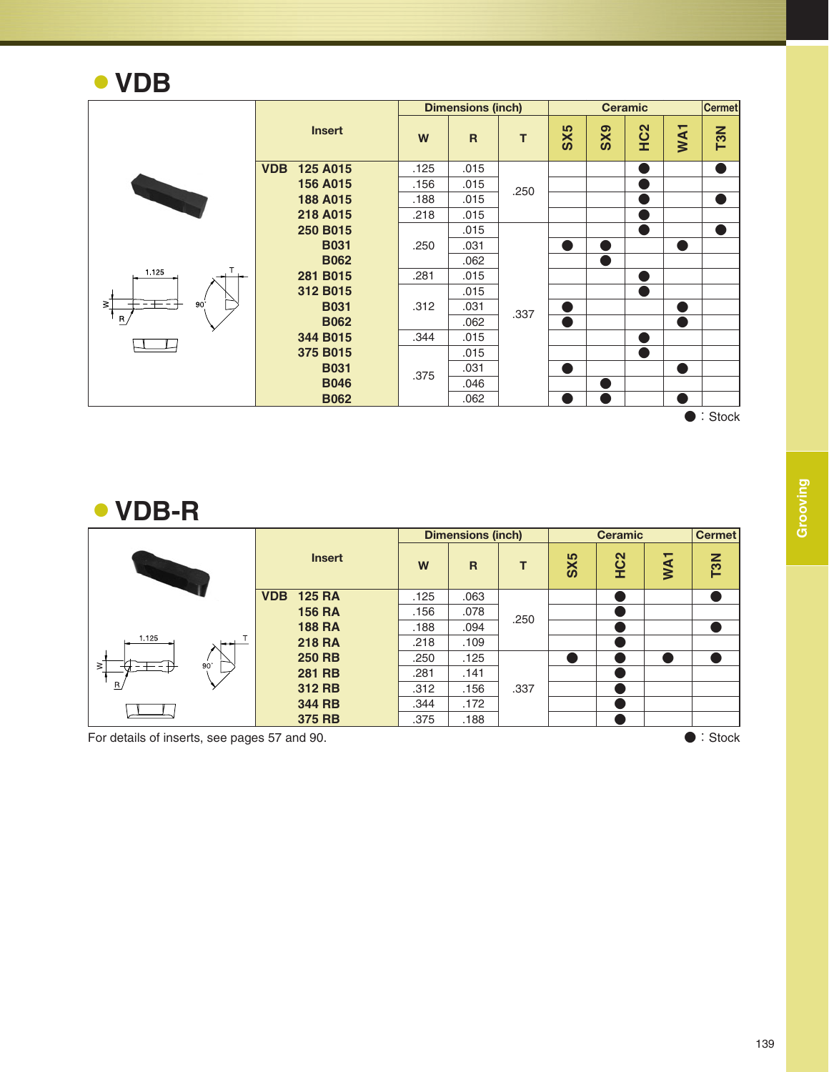# VDB

| Insert | W | R | T | SX5 | SX9 | HC2 | WA1 | T3N |
|---|---|---|---|---|---|---|---|---|
| | Dimensions (inch) | | | Ceramic | | | | Cermet |
| VDB 125 A015 | .125 | .015 | .250 | | | ● | | ● |
| 156 A015 | .156 | .015 | | | | ● | | |
| 188 A015 | .188 | .015 | | | | ● | | ● |
| 218 A015 | .218 | .015 | | | | ● | | |
| 250 B015 | .250 | .015 | .337 | | | ● | | ● |
| B031 | | .031 | | ● | ● | | ● | |
| B062 | | .062 | | | ● | | | |
| 281 B015 | .281 | .015 | | | | ● | | |
| 312 B015 | .312 | .015 | | | | ● | | |
| B031 | | .031 | | ● | | | ● | |
| B062 | | .062 | | ● | | | ● | |
| 344 B015 | .344 | .015 | | | | ● | | |
| 375 B015 | .375 | .015 | | | | ● | | |
| B031 | | .031 | | ● | | | ● | |
| B046 | | .046 | | | ● | | | |
| B062 | | .062 | | ● | ● | | ● | |

● : Stock

# VDB-R

| Insert | W | R | T | SX5 | HC2 | WA1 | T3N |
|---|---|---|---|---|---|---|---|
| | Dimensions (inch) | | | Ceramic | | | Cermet |
| VDB 125 RA | .125 | .063 | .250 | | ● | | ● |
| 156 RA | .156 | .078 | | | ● | | |
| 188 RA | .188 | .094 | | | ● | | ● |
| 218 RA | .218 | .109 | | | ● | | |
| 250 RB | .250 | .125 | .337 | ● | ● | ● | ● |
| 281 RB | .281 | .141 | | | ● | | |
| 312 RB | .312 | .156 | | | ● | | |
| 344 RB | .344 | .172 | | | ● | | |
| 375 RB | .375 | .188 | | | ● | | |

For details of inserts, see pages 57 and 90.

● : Stock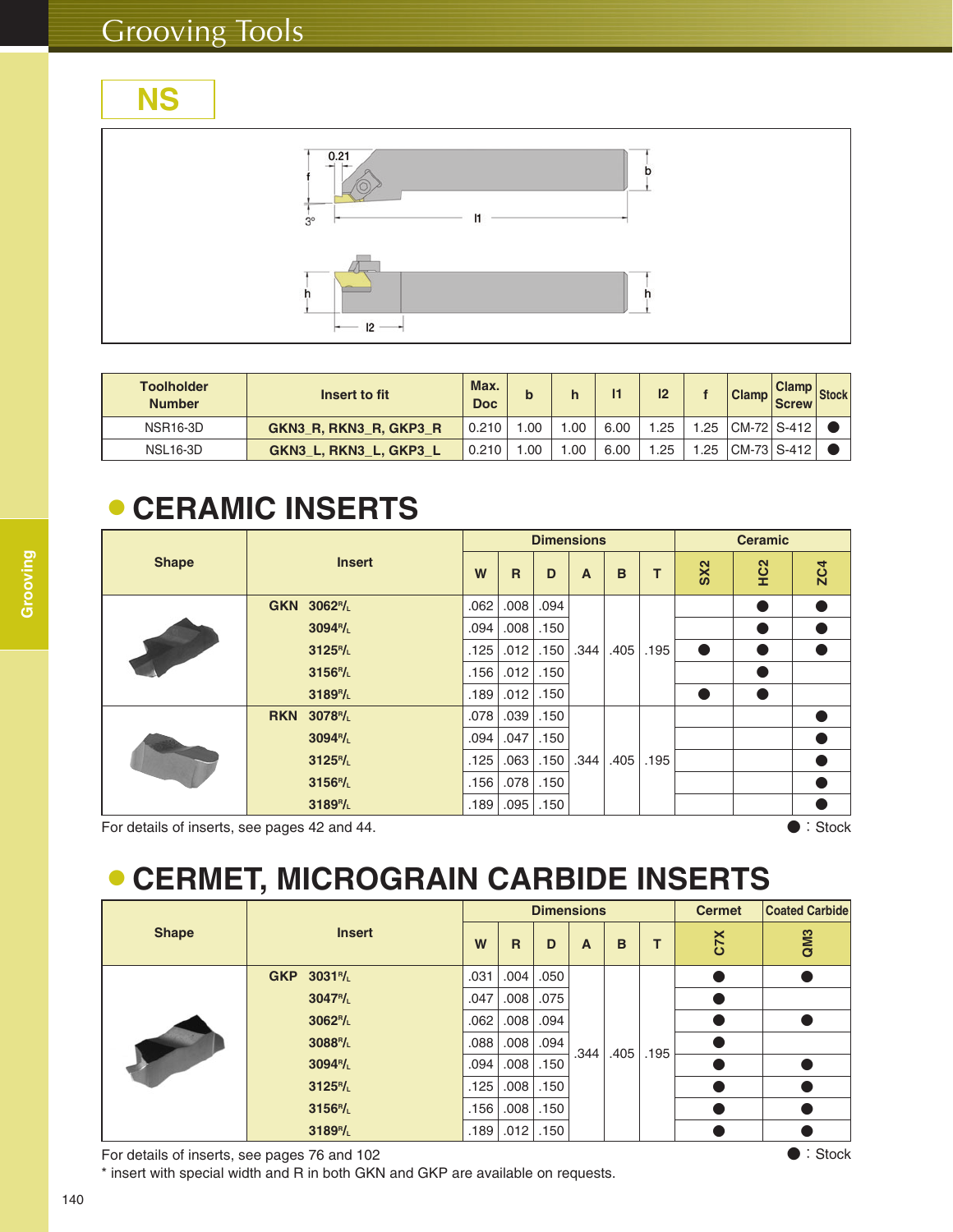# Grooving Tools

## NS

| Toolholder Number | Insert to fit | Max. Doc | b | h | l1 | l2 | f | Clamp | Clamp Screw | Stock |
|---|---|---|---|---|---|---|---|---|---|---|
| NSR16-3D | GKN3_R, RKN3_R, GKP3_R | 0.210 | 1.00 | 1.00 | 6.00 | 1.25 | 1.25 | CM-72 | S-412 | ● |
| NSL16-3D | GKN3_L, RKN3_L, GKP3_L | 0.210 | 1.00 | 1.00 | 6.00 | 1.25 | 1.25 | CM-73 | S-412 | ● |

## CERAMIC INSERTS

| Shape | Insert | Dimensions | | | | | | Ceramic | | |
|---|---|---|---|---|---|---|---|---|---|---|
| | | W | R | D | A | B | T | SX2 | HC2 | ZC4 |
| | GKN 3062R/L | .062 | .008 | .094 | .344 | .405 | .195 | | ● | ● |
| | 3094R/L | .094 | .008 | .150 | | | | | ● | ● |
| | 3125R/L | .125 | .012 | .150 | | | | ● | ● | ● |
| | 3156R/L | .156 | .012 | .150 | | | | | ● | |
| | 3189R/L | .189 | .012 | .150 | | | | ● | ● | |
| | RKN 3078R/L | .078 | .039 | .150 | .344 | .405 | .195 | | | ● |
| | 3094R/L | .094 | .047 | .150 | | | | | | ● |
| | 3125R/L | .125 | .063 | .150 | | | | | | ● |
| | 3156R/L | .156 | .078 | .150 | | | | | | ● |
| | 3189R/L | .189 | .095 | .150 | | | | | | ● |

For details of inserts, see pages 42 and 44. ● : Stock

## CERMET, MICROGRAIN CARBIDE INSERTS

| Shape | Insert | Dimensions | | | | | | Cermet | Coated Carbide |
|---|---|---|---|---|---|---|---|---|---|
| | | W | R | D | A | B | T | C7X | QM3 |
| | GKP 3031R/L | .031 | .004 | .050 | .344 | .405 | .195 | ● | ● |
| | 3047R/L | .047 | .008 | .075 | | | | ● | |
| | 3062R/L | .062 | .008 | .094 | | | | ● | ● |
| | 3088R/L | .088 | .008 | .094 | | | | ● | |
| | 3094R/L | .094 | .008 | .150 | | | | ● | ● |
| | 3125R/L | .125 | .008 | .150 | | | | ● | ● |
| | 3156R/L | .156 | .008 | .150 | | | | ● | ● |
| | 3189R/L | .189 | .012 | .150 | | | | ● | ● |

For details of inserts, see pages 76 and 102 ● : Stock

* insert with special width and R in both GKN and GKP are available on requests.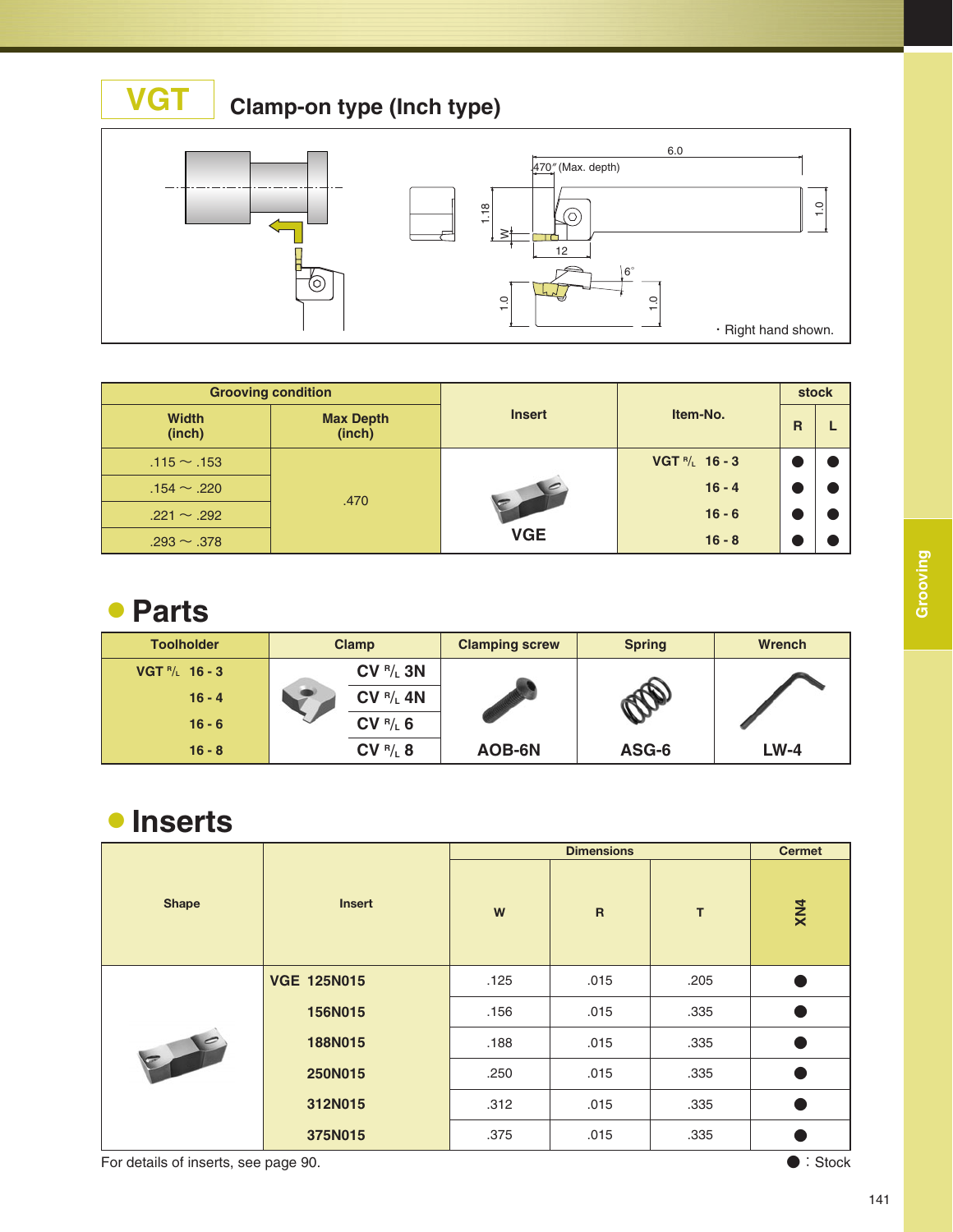# VGT Clamp-on type (Inch type)

.470″ (Max. depth)

6.0

1.18

W

12

1.0

6°

1.0

1.0

・Right hand shown.

| Grooving condition | | Insert | Item-No. | stock | |
|---|---|---|---|---|---|
| Width (inch) | Max Depth (inch) | | | R | L |
| .115 ～ .153 | .470 | VGE | VGT R/L 16 - 3 | ● | ● |
| .154 ～ .220 | | | 16 - 4 | ● | ● |
| .221 ～ .292 | | | 16 - 6 | ● | ● |
| .293 ～ .378 | | | 16 - 8 | ● | ● |

## Parts

| Toolholder | Clamp | Clamping screw | Spring | Wrench |
|---|---|---|---|---|
| VGT R/L 16 - 3 | CV R/L 3N | AOB-6N | ASG-6 | LW-4 |
| 16 - 4 | CV R/L 4N | | | |
| 16 - 6 | CV R/L 6 | | | |
| 16 - 8 | CV R/L 8 | | | |

## Inserts

| Shape | Insert | Dimensions | | | Cermet |
|---|---|---|---|---|---|
| | | W | R | T | XN4 |
| | VGE 125N015 | .125 | .015 | .205 | ● |
| | 156N015 | .156 | .015 | .335 | ● |
| | 188N015 | .188 | .015 | .335 | ● |
| | 250N015 | .250 | .015 | .335 | ● |
| | 312N015 | .312 | .015 | .335 | ● |
| | 375N015 | .375 | .015 | .335 | ● |

For details of inserts, see page 90.

● : Stock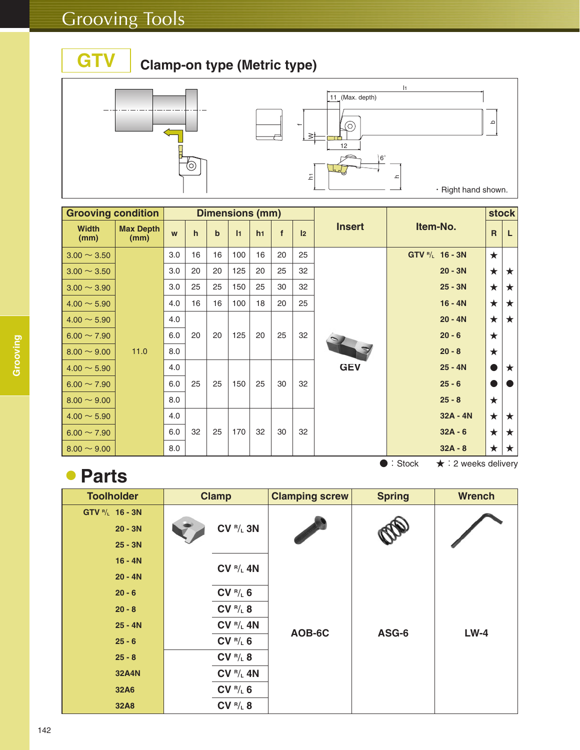# Grooving Tools

## GTV Clamp-on type (Metric type)

11 (Max. depth)

・Right hand shown.

| Grooving condition | | Dimensions (mm) | | | | | | | Insert | Item-No. | stock | |
|---|---|---|---|---|---|---|---|---|---|---|---|---|
| Width (mm) | Max Depth (mm) | w | h | b | l1 | h1 | f | l2 | | | R | L |
| 3.00 ～ 3.50 | 11.0 | 3.0 | 16 | 16 | 100 | 16 | 20 | 25 | GEV | GTV R/L 16 - 3N | ★ | |
| 3.00 ～ 3.50 | 11.0 | 3.0 | 20 | 20 | 125 | 20 | 25 | 32 | GEV | 20 - 3N | ★ | ★ |
| 3.00 ～ 3.90 | 11.0 | 3.0 | 25 | 25 | 150 | 25 | 30 | 32 | GEV | 25 - 3N | ★ | ★ |
| 4.00 ～ 5.90 | 11.0 | 4.0 | 16 | 16 | 100 | 18 | 20 | 25 | GEV | 16 - 4N | ★ | ★ |
| 4.00 ～ 5.90 | 11.0 | 4.0 | 20 | 20 | 125 | 20 | 25 | 32 | GEV | 20 - 4N | ★ | ★ |
| 6.00 ～ 7.90 | 11.0 | 6.0 | 20 | 20 | 125 | 20 | 25 | 32 | GEV | 20 - 6 | ★ | |
| 8.00 ～ 9.00 | 11.0 | 8.0 | 20 | 20 | 125 | 20 | 25 | 32 | GEV | 20 - 8 | ★ | |
| 4.00 ～ 5.90 | 11.0 | 4.0 | 25 | 25 | 150 | 25 | 30 | 32 | GEV | 25 - 4N | ● | ★ |
| 6.00 ～ 7.90 | 11.0 | 6.0 | 25 | 25 | 150 | 25 | 30 | 32 | GEV | 25 - 6 | ● | ● |
| 8.00 ～ 9.00 | 11.0 | 8.0 | 25 | 25 | 150 | 25 | 30 | 32 | GEV | 25 - 8 | ★ | |
| 4.00 ～ 5.90 | 11.0 | 4.0 | 32 | 25 | 170 | 32 | 30 | 32 | GEV | 32A - 4N | ★ | ★ |
| 6.00 ～ 7.90 | 11.0 | 6.0 | 32 | 25 | 170 | 32 | 30 | 32 | GEV | 32A - 6 | ★ | ★ |
| 8.00 ～ 9.00 | 11.0 | 8.0 | 32 | 25 | 170 | 32 | 30 | 32 | GEV | 32A - 8 | ★ | ★ |

● : Stock ★ : 2 weeks delivery

## Parts

| Toolholder | Clamp | Clamping screw | Spring | Wrench |
|---|---|---|---|---|
| GTV R/L 16 - 3N | CV R/L 3N | AOB-6C | ASG-6 | LW-4 |
| 20 - 3N | CV R/L 3N | AOB-6C | ASG-6 | LW-4 |
| 25 - 3N | CV R/L 3N | AOB-6C | ASG-6 | LW-4 |
| 16 - 4N | CV R/L 4N | AOB-6C | ASG-6 | LW-4 |
| 20 - 4N | CV R/L 4N | AOB-6C | ASG-6 | LW-4 |
| 20 - 6 | CV R/L 6 | AOB-6C | ASG-6 | LW-4 |
| 20 - 8 | CV R/L 8 | AOB-6C | ASG-6 | LW-4 |
| 25 - 4N | CV R/L 4N | AOB-6C | ASG-6 | LW-4 |
| 25 - 6 | CV R/L 6 | AOB-6C | ASG-6 | LW-4 |
| 25 - 8 | CV R/L 8 | AOB-6C | ASG-6 | LW-4 |
| 32A4N | CV R/L 4N | AOB-6C | ASG-6 | LW-4 |
| 32A6 | CV R/L 6 | AOB-6C | ASG-6 | LW-4 |
| 32A8 | CV R/L 8 | AOB-6C | ASG-6 | LW-4 |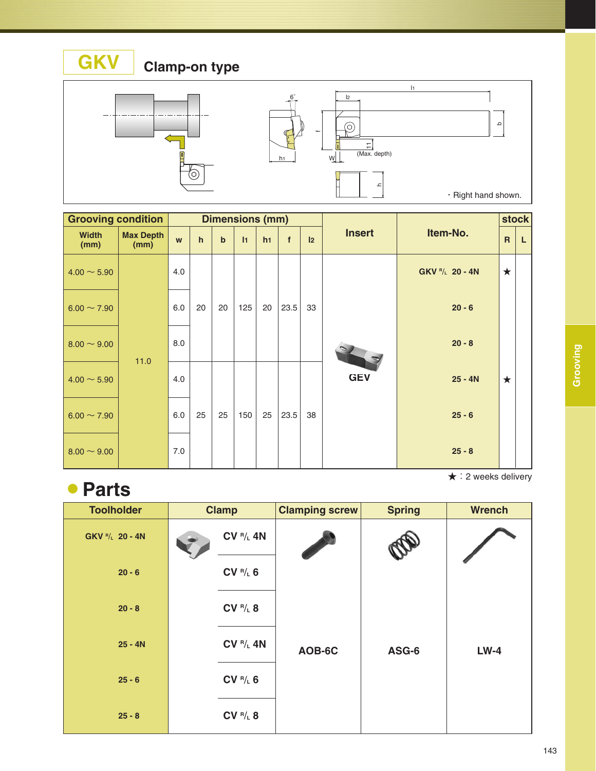# GKV Clamp-on type

・Right hand shown.

| Grooving condition | | Dimensions (mm) | | | | | | | Insert | Item-No. | stock | |
|---|---|---|---|---|---|---|---|---|---|---|---|---|
| Width (mm) | Max Depth (mm) | w | h | b | l1 | h1 | f | l2 | | | R | L |
| 4.00 ～ 5.90 | 11.0 | 4.0 | 20 | 20 | 125 | 20 | 23.5 | 33 | GEV | GKV R/L 20 - 4N | ★ | |
| 6.00 ～ 7.90 | | 6.0 | | | | | | | | 20 - 6 | | |
| 8.00 ～ 9.00 | | 8.0 | | | | | | | | 20 - 8 | | |
| 4.00 ～ 5.90 | | 4.0 | 25 | 25 | 150 | 25 | 23.5 | 38 | | 25 - 4N | ★ | |
| 6.00 ～ 7.90 | | 6.0 | | | | | | | | 25 - 6 | | |
| 8.00 ～ 9.00 | | 7.0 | | | | | | | | 25 - 8 | | |

★：2 weeks delivery

## Parts

| Toolholder | Clamp | Clamping screw | Spring | Wrench |
|---|---|---|---|---|
| GKV R/L 20 - 4N | CV R/L 4N | AOB-6C | ASG-6 | LW-4 |
| 20 - 6 | CV R/L 6 | | | |
| 20 - 8 | CV R/L 8 | | | |
| 25 - 4N | CV R/L 4N | | | |
| 25 - 6 | CV R/L 6 | | | |
| 25 - 8 | CV R/L 8 | | | |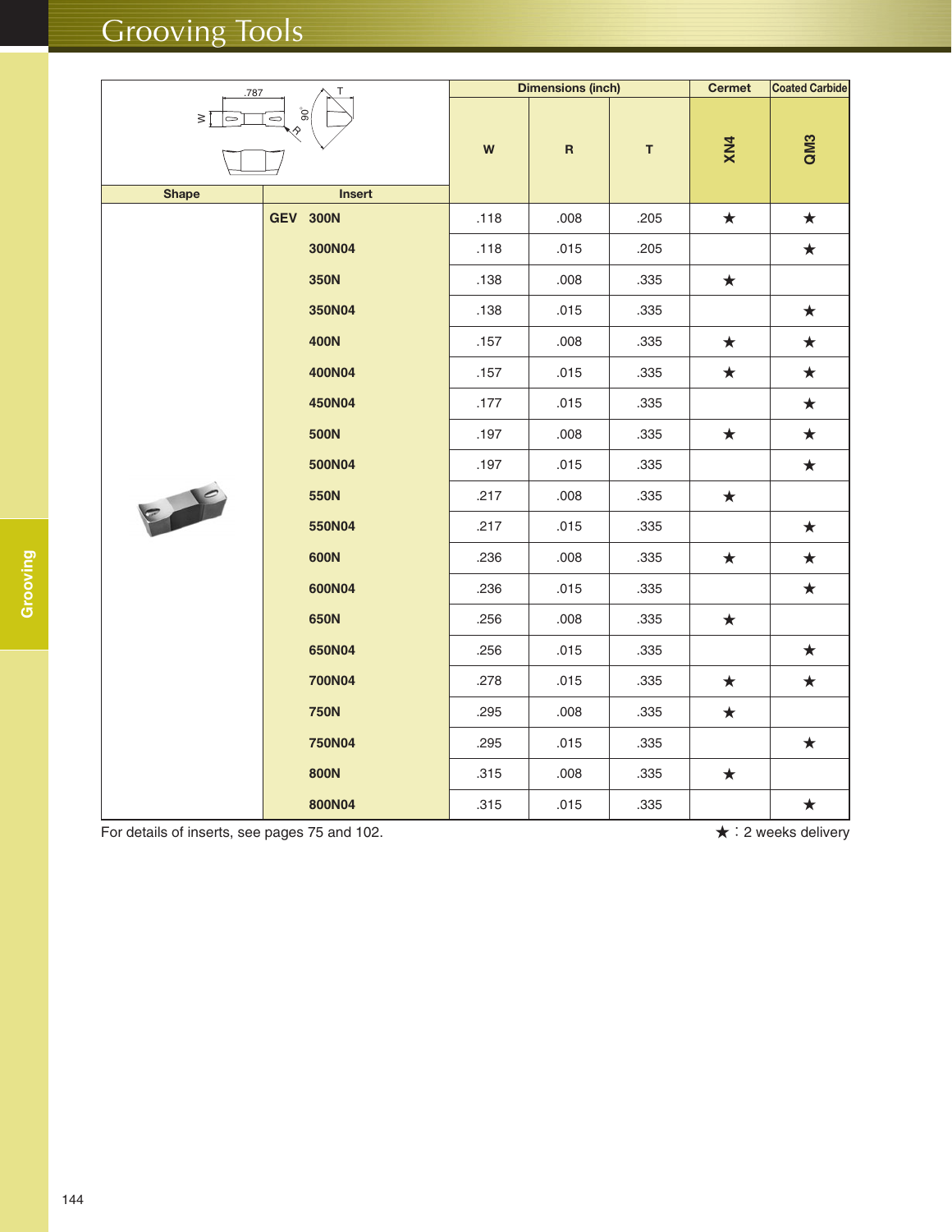# Grooving Tools

| Shape | Insert | Dimensions (inch) W | R | T | Cermet XN4 | Coated Carbide QM3 |
|---|---|---|---|---|---|---|
| | GEV 300N | .118 | .008 | .205 | ★ | ★ |
| | 300N04 | .118 | .015 | .205 | | ★ |
| | 350N | .138 | .008 | .335 | ★ | |
| | 350N04 | .138 | .015 | .335 | | ★ |
| | 400N | .157 | .008 | .335 | ★ | ★ |
| | 400N04 | .157 | .015 | .335 | ★ | ★ |
| | 450N04 | .177 | .015 | .335 | | ★ |
| | 500N | .197 | .008 | .335 | ★ | ★ |
| | 500N04 | .197 | .015 | .335 | | ★ |
| | 550N | .217 | .008 | .335 | ★ | |
| | 550N04 | .217 | .015 | .335 | | ★ |
| | 600N | .236 | .008 | .335 | ★ | ★ |
| | 600N04 | .236 | .015 | .335 | | ★ |
| | 650N | .256 | .008 | .335 | ★ | |
| | 650N04 | .256 | .015 | .335 | | ★ |
| | 700N04 | .278 | .015 | .335 | ★ | ★ |
| | 750N | .295 | .008 | .335 | ★ | |
| | 750N04 | .295 | .015 | .335 | | ★ |
| | 800N | .315 | .008 | .335 | ★ | |
| | 800N04 | .315 | .015 | .335 | | ★ |

For details of inserts, see pages 75 and 102.

★ : 2 weeks delivery